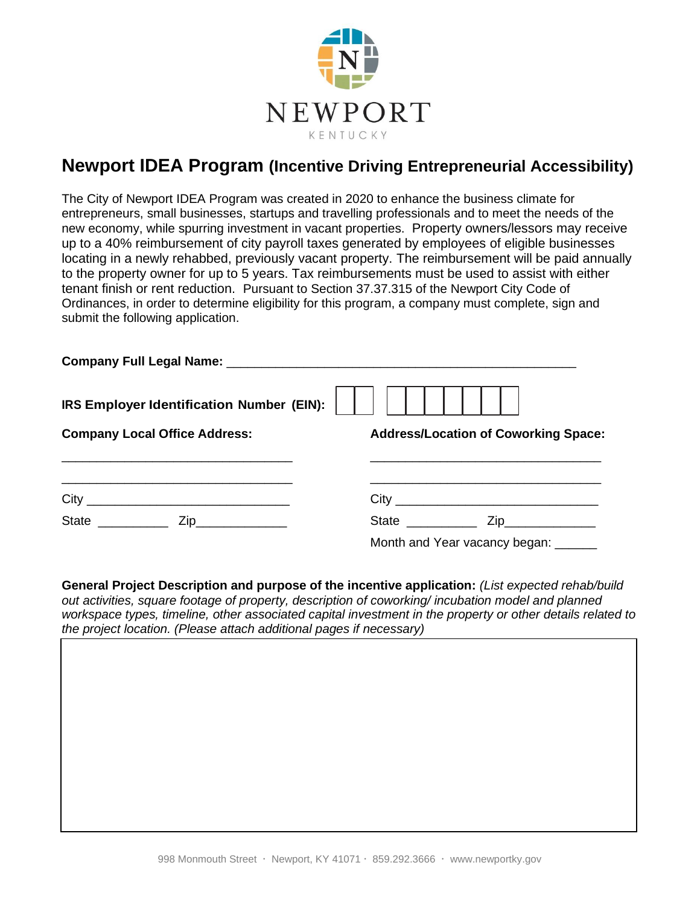NEWPORT

KENTUCKY

# Newport IDEA Program (Incentive Driving Entrepreneurial Accessibility)

The City of Newport IDEA Program was created in 2020 to enhance the business climate for entrepreneurs, small businesses, startups and travelling professionals and to meet the needs of the new economy, while spurring investment in vacant properties. Property owners/lessors may receive up to a 40% reimbursement of city payroll taxes generated by employees of eligible businesses locating in a newly rehabbed, previously vacant property. The reimbursement will be paid annually to the property owner for up to 5 years. Tax reimbursements must be used to assist with either tenant finish or rent reduction. Pursuant to Section 37.37.315 of the Newport City Code of Ordinances, in order to determine eligibility for this program, a company must complete, sign and submit the following application.

**Company Full Legal Name:** ____________________________________________________

**IRS Employer Identification Number (EIN):** [ ][ ] [ ][ ][ ][ ][ ][ ][ ]

**Company Local Office Address:**

________________________________

________________________________

City ____________________________

State __________ Zip____________

**Address/Location of Coworking Space:**

________________________________

________________________________

City ____________________________

State __________ Zip____________

Month and Year vacancy began: ______

**General Project Description and purpose of the incentive application:** *(List expected rehab/build out activities, square footage of property, description of coworking/ incubation model and planned workspace types, timeline, other associated capital investment in the property or other details related to the project location. (Please attach additional pages if necessary)*

998 Monmouth Street · Newport, KY 41071 · 859.292.3666 · www.newportky.gov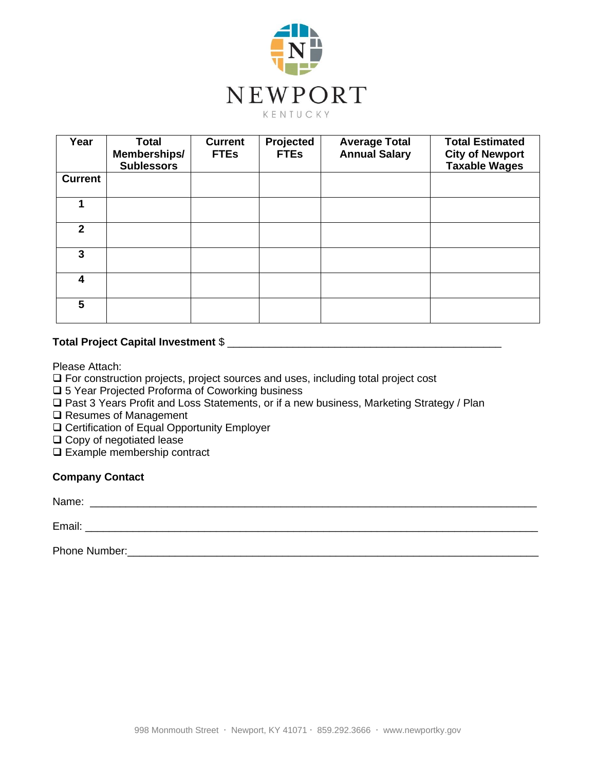NEWPORT

KENTUCKY

| Year | Total Memberships/ Sublessors | Current FTEs | Projected FTEs | Average Total Annual Salary | Total Estimated City of Newport Taxable Wages |
|---|---|---|---|---|---|
| Current | | | | | |
| 1 | | | | | |
| 2 | | | | | |
| 3 | | | | | |
| 4 | | | | | |
| 5 | | | | | |

**Total Project Capital Investment** $ ____________________________________________

Please Attach:

- ❑ For construction projects, project sources and uses, including total project cost
- ❑ 5 Year Projected Proforma of Coworking business
- ❑ Past 3 Years Profit and Loss Statements, or if a new business, Marketing Strategy / Plan
- ❑ Resumes of Management
- ❑ Certification of Equal Opportunity Employer
- ❑ Copy of negotiated lease
- ❑ Example membership contract

**Company Contact**

Name: ______________________________________________________________________

Email: ______________________________________________________________________

Phone Number:________________________________________________________________

998 Monmouth Street · Newport, KY 41071 · 859.292.3666 · www.newportky.gov